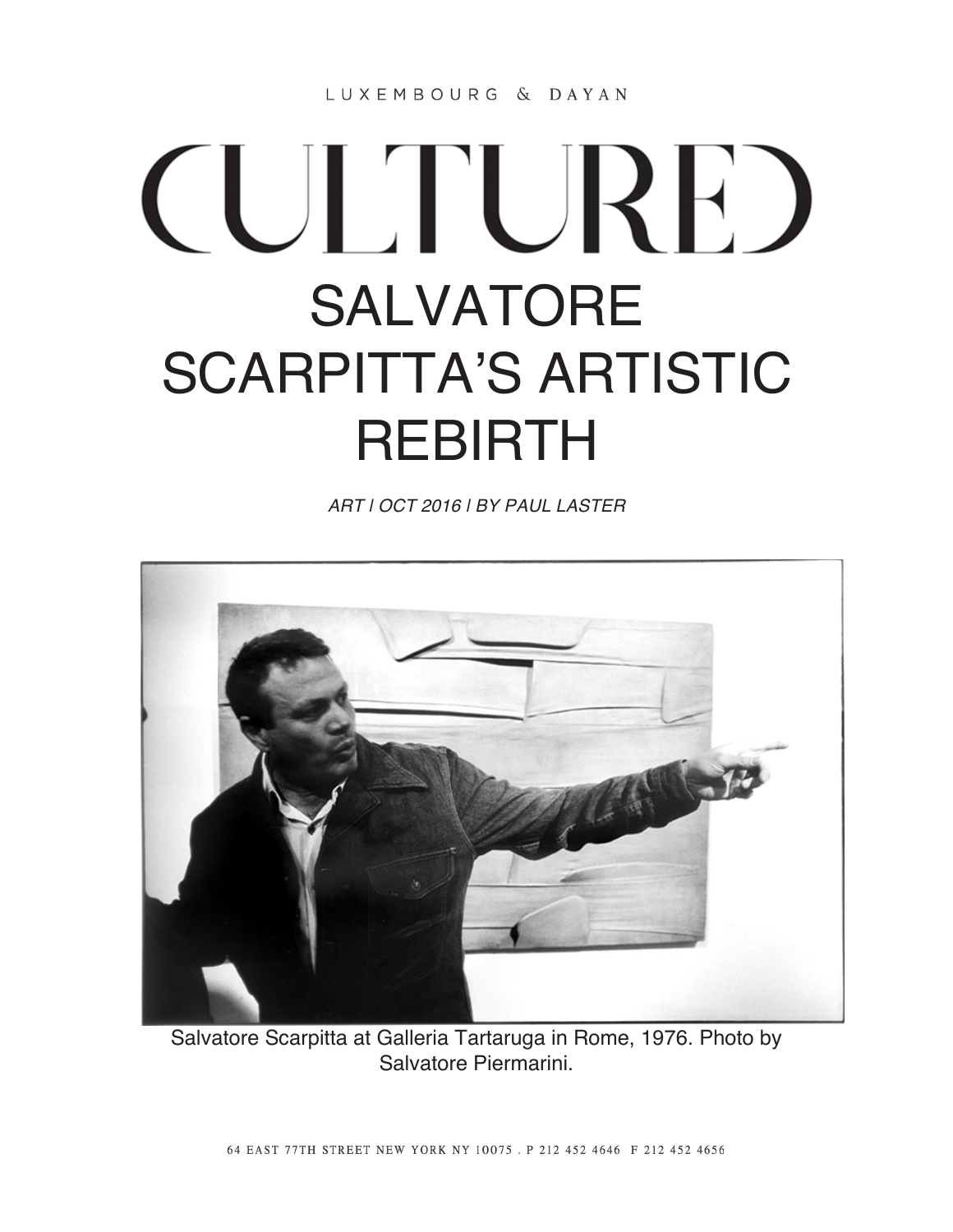LUXEMBOURG & DAYAN

CULTURED

# SALVATORE SCARPITTA'S ARTISTIC REBIRTH

*ART | OCT 2016 | BY PAUL LASTER*

Salvatore Scarpitta at Galleria Tartaruga in Rome, 1976. Photo by Salvatore Piermarini.

64 EAST 77TH STREET NEW YORK NY 10075 . P 212 452 4646 F 212 452 4656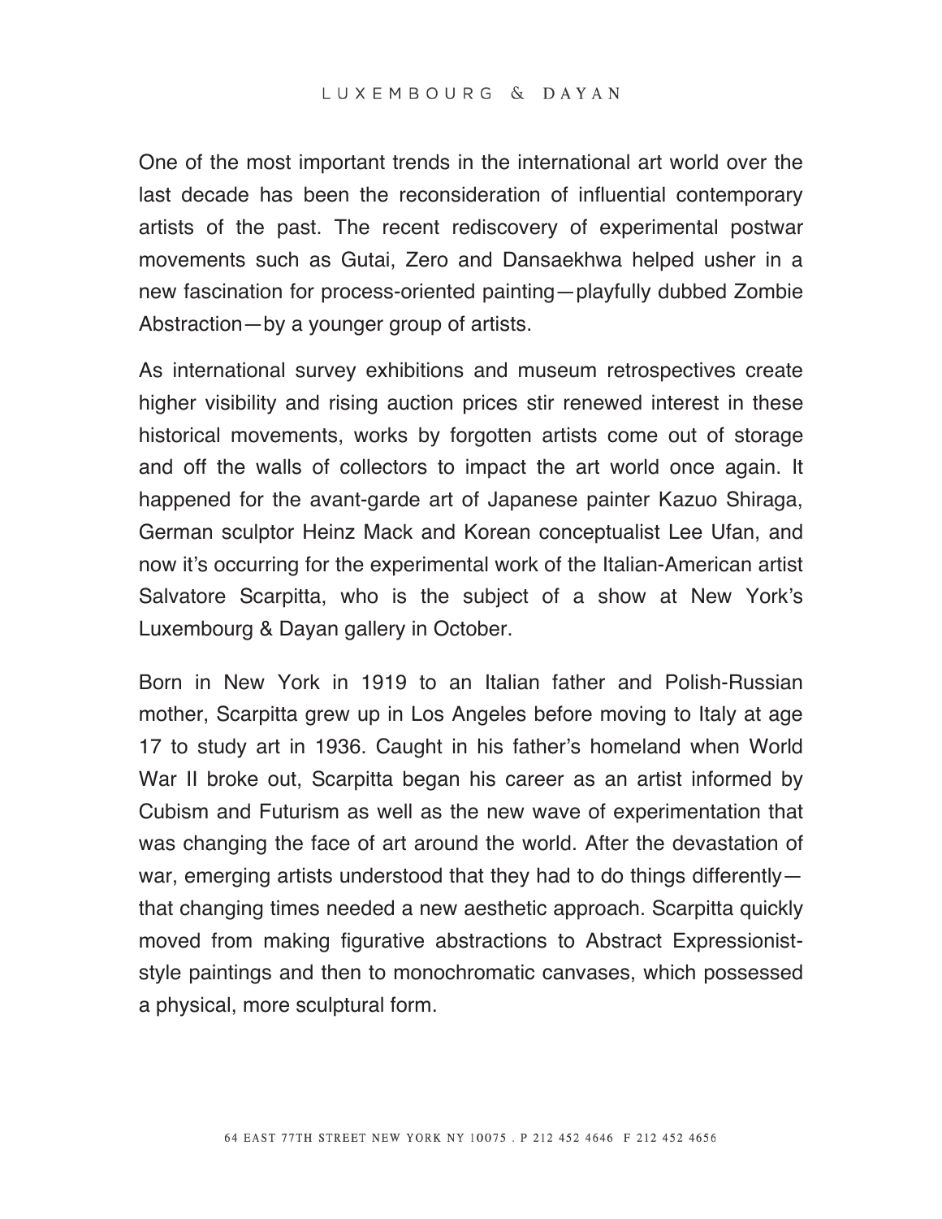One of the most important trends in the international art world over the last decade has been the reconsideration of influential contemporary artists of the past. The recent rediscovery of experimental postwar movements such as Gutai, Zero and Dansaekhwa helped usher in a new fascination for process-oriented painting—playfully dubbed Zombie Abstraction—by a younger group of artists.

As international survey exhibitions and museum retrospectives create higher visibility and rising auction prices stir renewed interest in these historical movements, works by forgotten artists come out of storage and off the walls of collectors to impact the art world once again. It happened for the avant-garde art of Japanese painter Kazuo Shiraga, German sculptor Heinz Mack and Korean conceptualist Lee Ufan, and now it's occurring for the experimental work of the Italian-American artist Salvatore Scarpitta, who is the subject of a show at New York's Luxembourg & Dayan gallery in October.

Born in New York in 1919 to an Italian father and Polish-Russian mother, Scarpitta grew up in Los Angeles before moving to Italy at age 17 to study art in 1936. Caught in his father's homeland when World War II broke out, Scarpitta began his career as an artist informed by Cubism and Futurism as well as the new wave of experimentation that was changing the face of art around the world. After the devastation of war, emerging artists understood that they had to do things differently—that changing times needed a new aesthetic approach. Scarpitta quickly moved from making figurative abstractions to Abstract Expressionist-style paintings and then to monochromatic canvases, which possessed a physical, more sculptural form.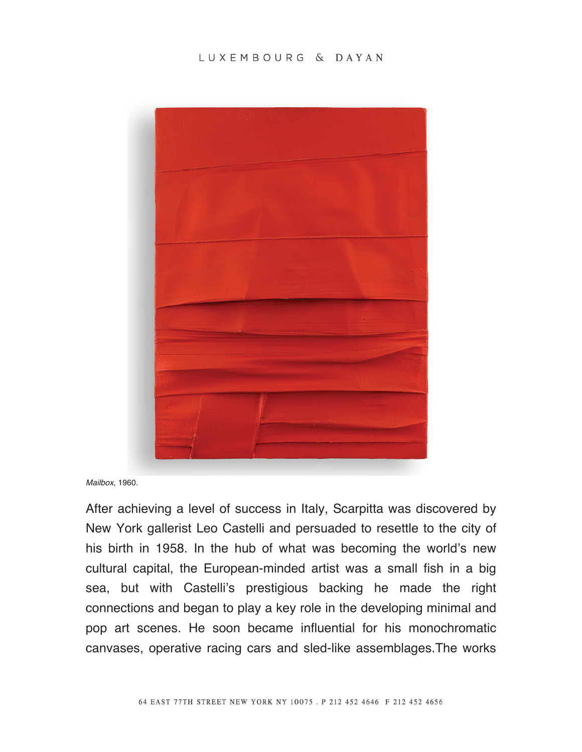*Mailbox*, 1960.

After achieving a level of success in Italy, Scarpitta was discovered by New York gallerist Leo Castelli and persuaded to resettle to the city of his birth in 1958. In the hub of what was becoming the world's new cultural capital, the European-minded artist was a small fish in a big sea, but with Castelli's prestigious backing he made the right connections and began to play a key role in the developing minimal and pop art scenes. He soon became influential for his monochromatic canvases, operative racing cars and sled-like assemblages.The works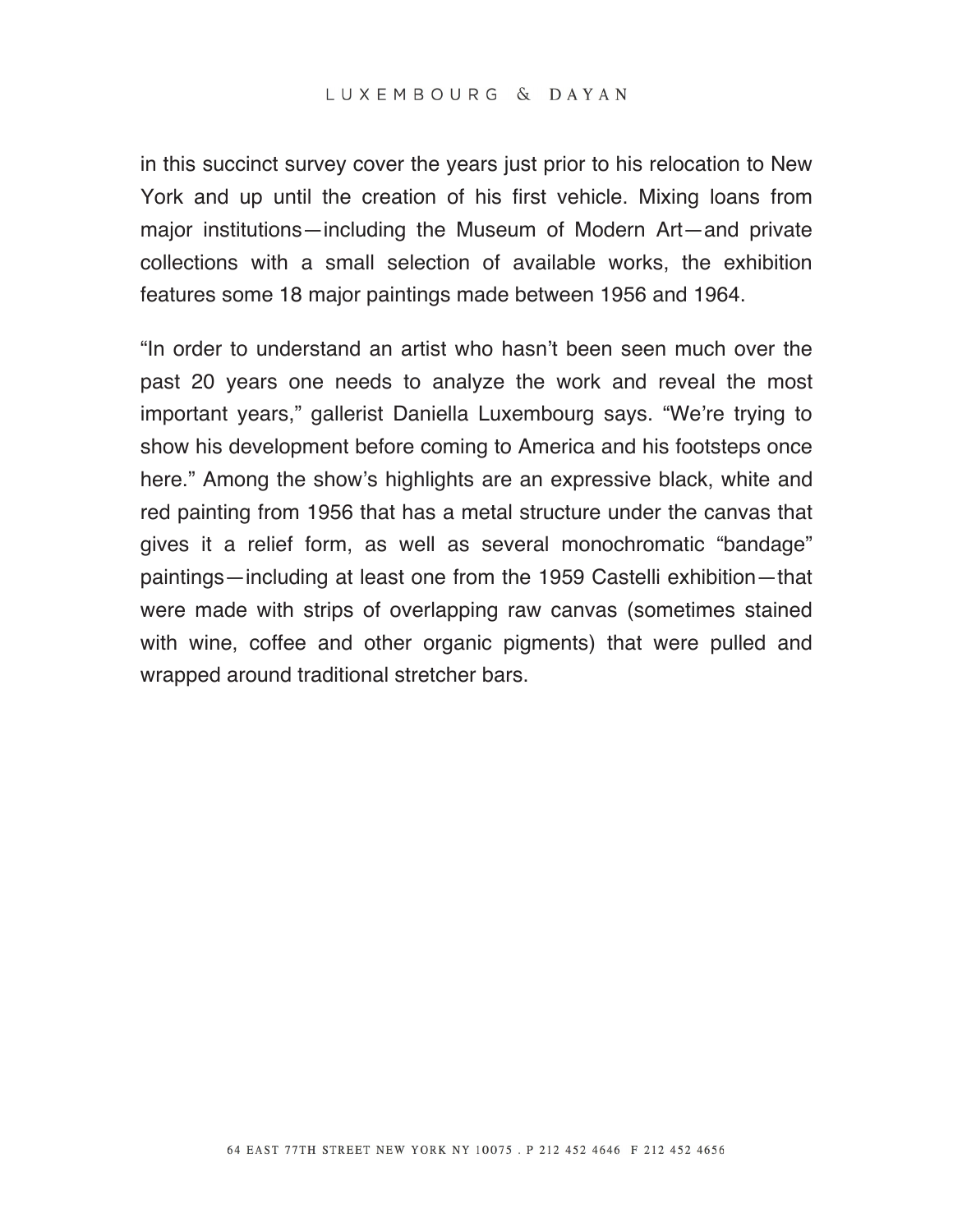in this succinct survey cover the years just prior to his relocation to New York and up until the creation of his first vehicle. Mixing loans from major institutions—including the Museum of Modern Art—and private collections with a small selection of available works, the exhibition features some 18 major paintings made between 1956 and 1964.

"In order to understand an artist who hasn't been seen much over the past 20 years one needs to analyze the work and reveal the most important years," gallerist Daniella Luxembourg says. "We're trying to show his development before coming to America and his footsteps once here." Among the show's highlights are an expressive black, white and red painting from 1956 that has a metal structure under the canvas that gives it a relief form, as well as several monochromatic "bandage" paintings—including at least one from the 1959 Castelli exhibition—that were made with strips of overlapping raw canvas (sometimes stained with wine, coffee and other organic pigments) that were pulled and wrapped around traditional stretcher bars.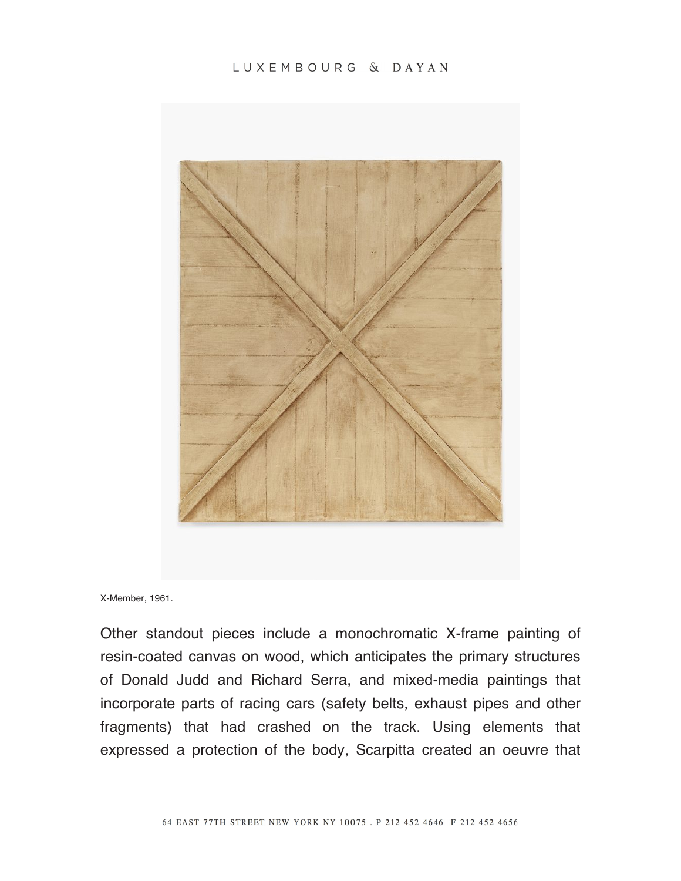X-Member, 1961.

Other standout pieces include a monochromatic X-frame painting of resin-coated canvas on wood, which anticipates the primary structures of Donald Judd and Richard Serra, and mixed-media paintings that incorporate parts of racing cars (safety belts, exhaust pipes and other fragments) that had crashed on the track. Using elements that expressed a protection of the body, Scarpitta created an oeuvre that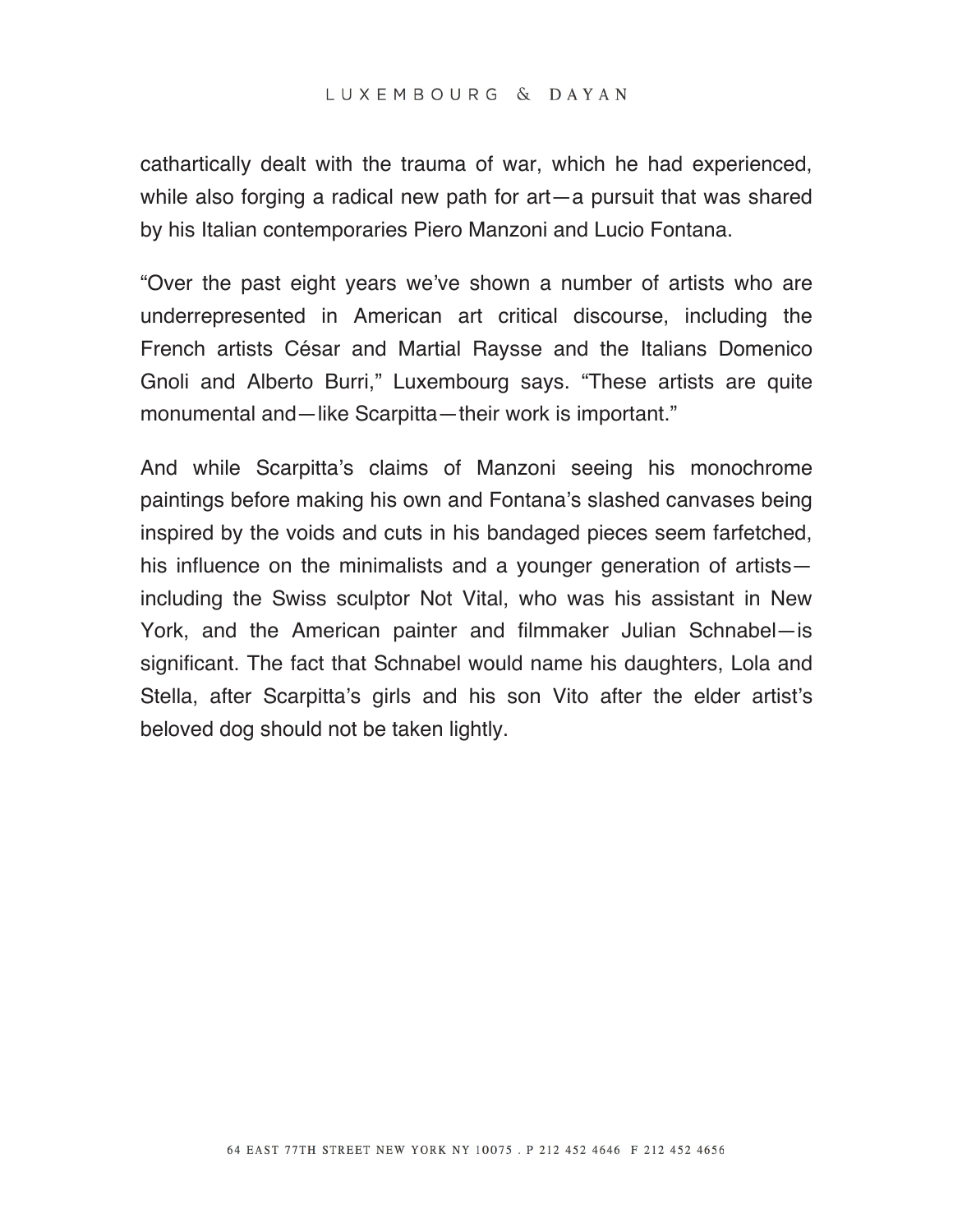cathartically dealt with the trauma of war, which he had experienced, while also forging a radical new path for art—a pursuit that was shared by his Italian contemporaries Piero Manzoni and Lucio Fontana.

"Over the past eight years we've shown a number of artists who are underrepresented in American art critical discourse, including the French artists César and Martial Raysse and the Italians Domenico Gnoli and Alberto Burri," Luxembourg says. "These artists are quite monumental and—like Scarpitta—their work is important."

And while Scarpitta's claims of Manzoni seeing his monochrome paintings before making his own and Fontana's slashed canvases being inspired by the voids and cuts in his bandaged pieces seem farfetched, his influence on the minimalists and a younger generation of artists—including the Swiss sculptor Not Vital, who was his assistant in New York, and the American painter and filmmaker Julian Schnabel—is significant. The fact that Schnabel would name his daughters, Lola and Stella, after Scarpitta's girls and his son Vito after the elder artist's beloved dog should not be taken lightly.